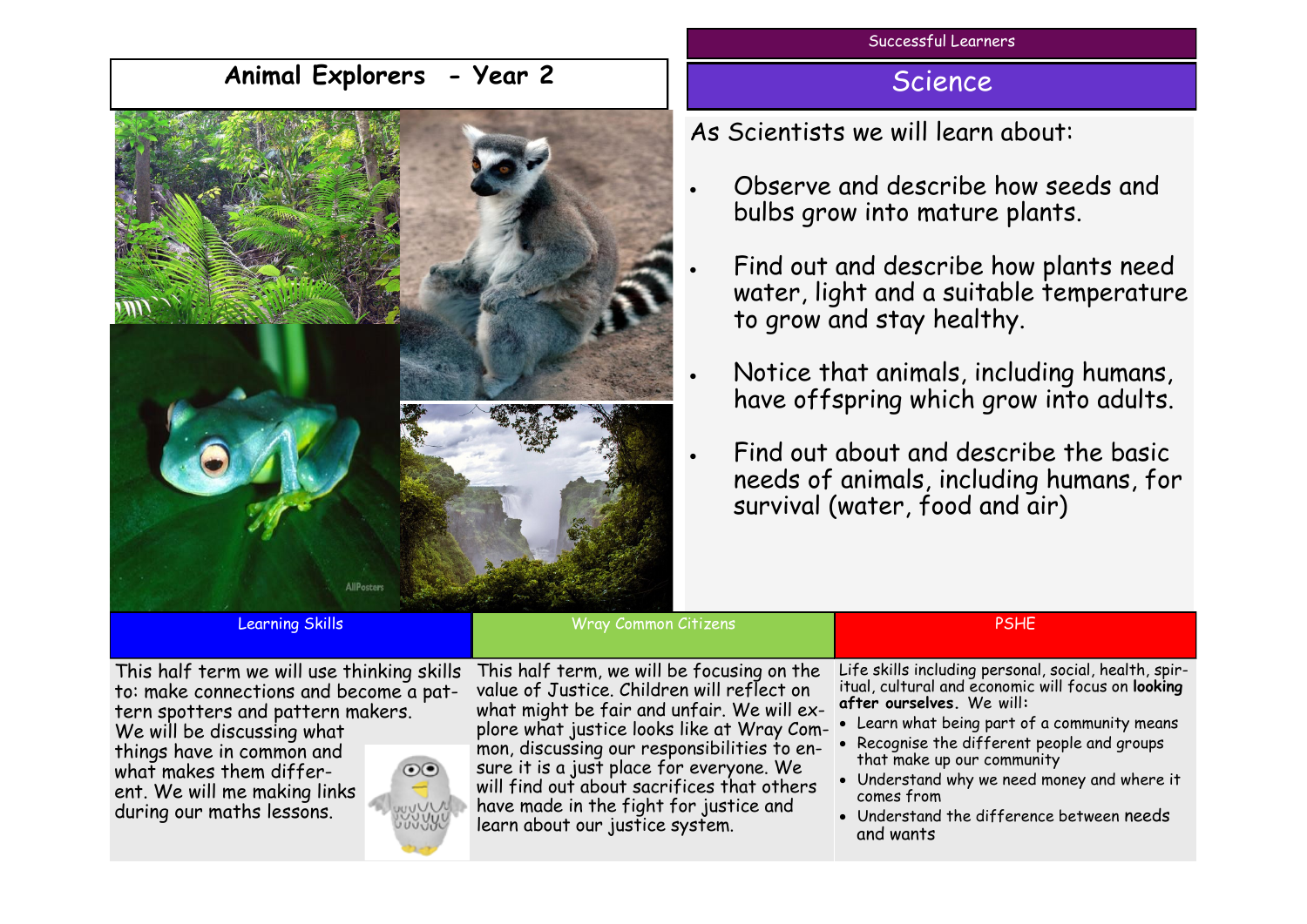# Animal Explorers - Year 2

Successful Learners

## Science

As Scientists we will learn about:

- Observe and describe how seeds and bulbs grow into mature plants.
- Find out and describe how plants need water, light and a suitable temperature to grow and stay healthy.
- Notice that animals, including humans, have offspring which grow into adults.
- Find out about and describe the basic needs of animals, including humans, for survival (water, food and air)

## Learning Skills

This half term we will use thinking skills to: make connections and become a pattern spotters and pattern makers. We will be discussing what things have in common and what makes them different. We will me making links during our maths lessons.

## Wray Common Citizens

This half term, we will be focusing on the value of Justice. Children will reflect on what might be fair and unfair. We will explore what justice looks like at Wray Common, discussing our responsibilities to ensure it is a just place for everyone. We will find out about sacrifices that others have made in the fight for justice and learn about our justice system.

## PSHE

Life skills including personal, social, health, spiritual, cultural and economic will focus on **looking after ourselves**. We will:

- Learn what being part of a community means
- Recognise the different people and groups that make up our community
- Understand why we need money and where it comes from
- Understand the difference between needs and wants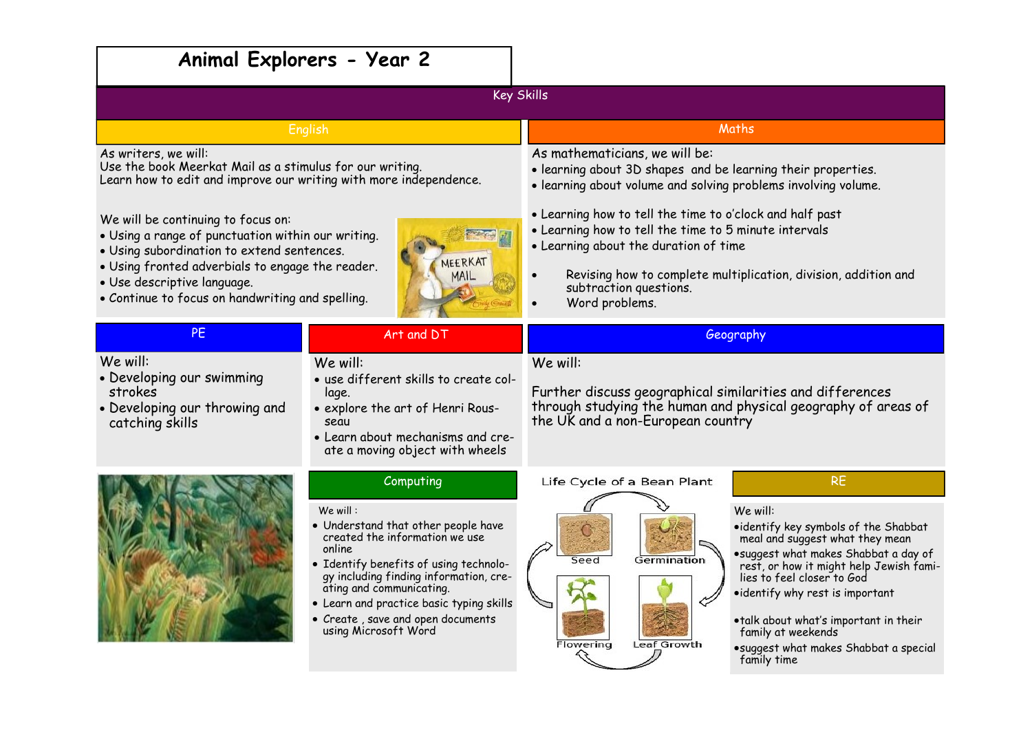# Animal Explorers - Year 2

## Key Skills

### English

As writers, we will:
Use the book Meerkat Mail as a stimulus for our writing.
Learn how to edit and improve our writing with more independence.

We will be continuing to focus on:

- Using a range of punctuation within our writing.
- Using subordination to extend sentences.
- Using fronted adverbials to engage the reader.
- Use descriptive language.
- Continue to focus on handwriting and spelling.

### Maths

As mathematicians, we will be:

- learning about 3D shapes and be learning their properties.
- learning about volume and solving problems involving volume.

- Learning how to tell the time to o'clock and half past
- Learning how to tell the time to 5 minute intervals
- Learning about the duration of time

- Revising how to complete multiplication, division, addition and subtraction questions.
- Word problems.

### PE

We will:

- Developing our swimming strokes
- Developing our throwing and catching skills

### Art and DT

We will:

- use different skills to create collage.
- explore the art of Henri Rousseau
- Learn about mechanisms and create a moving object with wheels

### Geography

We will:

Further discuss geographical similarities and differences through studying the human and physical geography of areas of the UK and a non-European country

### Computing

We will :

- Understand that other people have created the information we use online
- Identify benefits of using technology including finding information, creating and communicating.
- Learn and practice basic typing skills
- Create , save and open documents using Microsoft Word

Life Cycle of a Bean Plant

Seed
Germination
Leaf Growth
Flowering

### RE

We will:

- identify key symbols of the Shabbat meal and suggest what they mean
- suggest what makes Shabbat a day of rest, or how it might help Jewish families to feel closer to God
- identify why rest is important

- talk about what's important in their family at weekends
- suggest what makes Shabbat a special family time